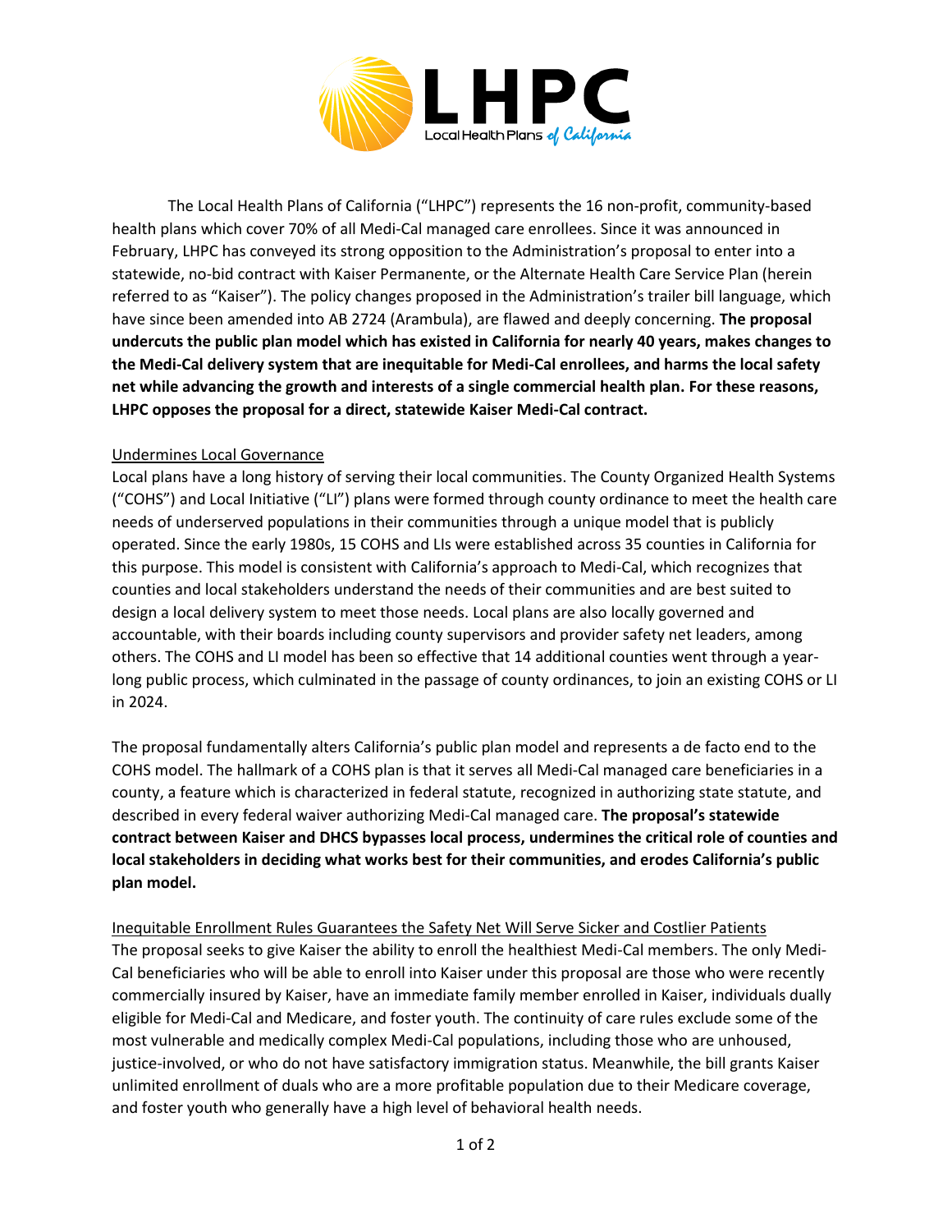The Local Health Plans of California ("LHPC") represents the 16 non-profit, community-based health plans which cover 70% of all Medi-Cal managed care enrollees. Since it was announced in February, LHPC has conveyed its strong opposition to the Administration's proposal to enter into a statewide, no-bid contract with Kaiser Permanente, or the Alternate Health Care Service Plan (herein referred to as "Kaiser"). The policy changes proposed in the Administration's trailer bill language, which have since been amended into AB 2724 (Arambula), are flawed and deeply concerning. **The proposal undercuts the public plan model which has existed in California for nearly 40 years, makes changes to the Medi-Cal delivery system that are inequitable for Medi-Cal enrollees, and harms the local safety net while advancing the growth and interests of a single commercial health plan. For these reasons, LHPC opposes the proposal for a direct, statewide Kaiser Medi-Cal contract.**

<u>Undermines Local Governance</u>

Local plans have a long history of serving their local communities. The County Organized Health Systems ("COHS") and Local Initiative ("LI") plans were formed through county ordinance to meet the health care needs of underserved populations in their communities through a unique model that is publicly operated. Since the early 1980s, 15 COHS and LIs were established across 35 counties in California for this purpose. This model is consistent with California's approach to Medi-Cal, which recognizes that counties and local stakeholders understand the needs of their communities and are best suited to design a local delivery system to meet those needs. Local plans are also locally governed and accountable, with their boards including county supervisors and provider safety net leaders, among others. The COHS and LI model has been so effective that 14 additional counties went through a year-long public process, which culminated in the passage of county ordinances, to join an existing COHS or LI in 2024.

The proposal fundamentally alters California's public plan model and represents a de facto end to the COHS model. The hallmark of a COHS plan is that it serves all Medi-Cal managed care beneficiaries in a county, a feature which is characterized in federal statute, recognized in authorizing state statute, and described in every federal waiver authorizing Medi-Cal managed care. **The proposal's statewide contract between Kaiser and DHCS bypasses local process, undermines the critical role of counties and local stakeholders in deciding what works best for their communities, and erodes California's public plan model.**

<u>Inequitable Enrollment Rules Guarantees the Safety Net Will Serve Sicker and Costlier Patients</u>

The proposal seeks to give Kaiser the ability to enroll the healthiest Medi-Cal members. The only Medi-Cal beneficiaries who will be able to enroll into Kaiser under this proposal are those who were recently commercially insured by Kaiser, have an immediate family member enrolled in Kaiser, individuals dually eligible for Medi-Cal and Medicare, and foster youth. The continuity of care rules exclude some of the most vulnerable and medically complex Medi-Cal populations, including those who are unhoused, justice-involved, or who do not have satisfactory immigration status. Meanwhile, the bill grants Kaiser unlimited enrollment of duals who are a more profitable population due to their Medicare coverage, and foster youth who generally have a high level of behavioral health needs.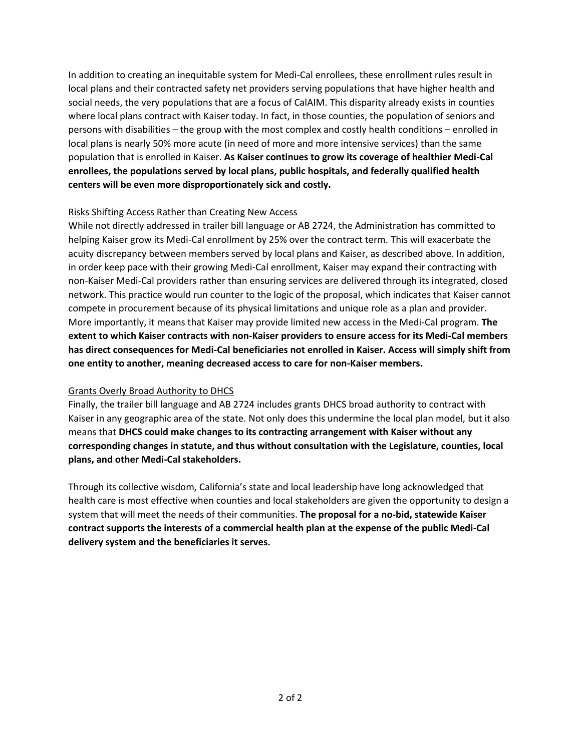In addition to creating an inequitable system for Medi-Cal enrollees, these enrollment rules result in local plans and their contracted safety net providers serving populations that have higher health and social needs, the very populations that are a focus of CalAIM. This disparity already exists in counties where local plans contract with Kaiser today. In fact, in those counties, the population of seniors and persons with disabilities – the group with the most complex and costly health conditions – enrolled in local plans is nearly 50% more acute (in need of more and more intensive services) than the same population that is enrolled in Kaiser. **As Kaiser continues to grow its coverage of healthier Medi-Cal enrollees, the populations served by local plans, public hospitals, and federally qualified health centers will be even more disproportionately sick and costly.**

<u>Risks Shifting Access Rather than Creating New Access</u>

While not directly addressed in trailer bill language or AB 2724, the Administration has committed to helping Kaiser grow its Medi-Cal enrollment by 25% over the contract term. This will exacerbate the acuity discrepancy between members served by local plans and Kaiser, as described above. In addition, in order keep pace with their growing Medi-Cal enrollment, Kaiser may expand their contracting with non-Kaiser Medi-Cal providers rather than ensuring services are delivered through its integrated, closed network. This practice would run counter to the logic of the proposal, which indicates that Kaiser cannot compete in procurement because of its physical limitations and unique role as a plan and provider. More importantly, it means that Kaiser may provide limited new access in the Medi-Cal program. **The extent to which Kaiser contracts with non-Kaiser providers to ensure access for its Medi-Cal members has direct consequences for Medi-Cal beneficiaries not enrolled in Kaiser. Access will simply shift from one entity to another, meaning decreased access to care for non-Kaiser members.**

<u>Grants Overly Broad Authority to DHCS</u>

Finally, the trailer bill language and AB 2724 includes grants DHCS broad authority to contract with Kaiser in any geographic area of the state. Not only does this undermine the local plan model, but it also means that **DHCS could make changes to its contracting arrangement with Kaiser without any corresponding changes in statute, and thus without consultation with the Legislature, counties, local plans, and other Medi-Cal stakeholders.**

Through its collective wisdom, California's state and local leadership have long acknowledged that health care is most effective when counties and local stakeholders are given the opportunity to design a system that will meet the needs of their communities. **The proposal for a no-bid, statewide Kaiser contract supports the interests of a commercial health plan at the expense of the public Medi-Cal delivery system and the beneficiaries it serves.**